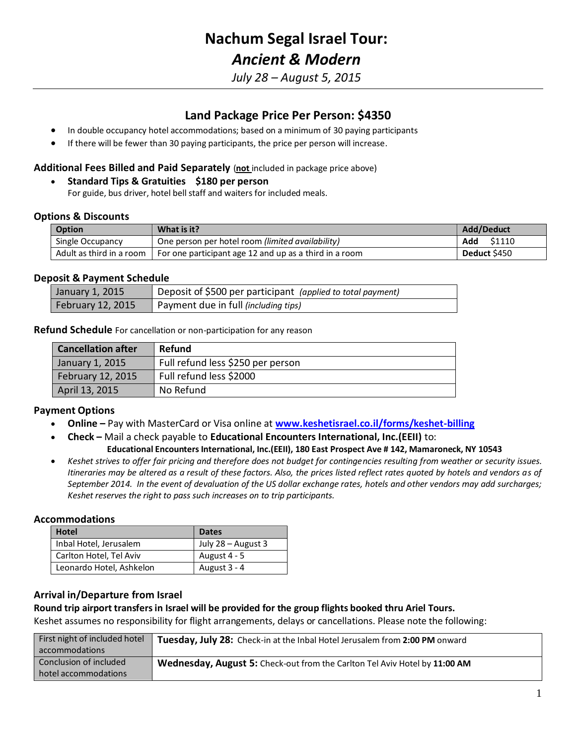# Nachum Segal Israel Tour:

## *Ancient & Modern*

*July 28 – August 5, 2015*

---

### Land Package Price Per Person: $4350

- In double occupancy hotel accommodations; based on a minimum of 30 paying participants
- If there will be fewer than 30 paying participants, the price per person will increase.

**Additional Fees Billed and Paid Separately** (**not** included in package price above)

- **Standard Tips & Gratuities $180 per person**
  For guide, bus driver, hotel bell staff and waiters for included meals.

#### Options & Discounts

| Option | What is it? | Add/Deduct |
|---|---|---|
| Single Occupancy | One person per hotel room *(limited availability)* | **Add** $1110 |
| Adult as third in a room | For one participant age 12 and up as a third in a room | **Deduct** $450 |

#### Deposit & Payment Schedule

| | |
|---|---|
| January 1, 2015 | Deposit of $500 per participant *(applied to total payment)* |
| February 12, 2015 | Payment due in full *(including tips)* |

**Refund Schedule** For cancellation or non-participation for any reason

| Cancellation after | Refund |
|---|---|
| January 1, 2015 | Full refund less $250 per person |
| February 12, 2015 | Full refund less $2000 |
| April 13, 2015 | No Refund |

#### Payment Options

- **Online –** Pay with MasterCard or Visa online at **www.keshetisrael.co.il/forms/keshet-billing**
- **Check –** Mail a check payable to **Educational Encounters International, Inc.(EEII)** to:
  **Educational Encounters International, Inc.(EEII), 180 East Prospect Ave # 142, Mamaroneck, NY 10543**
- *Keshet strives to offer fair pricing and therefore does not budget for contingencies resulting from weather or security issues. Itineraries may be altered as a result of these factors. Also, the prices listed reflect rates quoted by hotels and vendors as of September 2014. In the event of devaluation of the US dollar exchange rates, hotels and other vendors may add surcharges; Keshet reserves the right to pass such increases on to trip participants.*

#### Accommodations

| Hotel | Dates |
|---|---|
| Inbal Hotel, Jerusalem | July 28 – August 3 |
| Carlton Hotel, Tel Aviv | August 4 - 5 |
| Leonardo Hotel, Ashkelon | August 3 - 4 |

#### Arrival in/Departure from Israel

**Round trip airport transfers in Israel will be provided for the group flights booked thru Ariel Tours.**

Keshet assumes no responsibility for flight arrangements, delays or cancellations. Please note the following:

| | |
|---|---|
| First night of included hotel accommodations | **Tuesday, July 28:** Check-in at the Inbal Hotel Jerusalem from **2:00 PM** onward |
| Conclusion of included hotel accommodations | **Wednesday, August 5:** Check-out from the Carlton Tel Aviv Hotel by **11:00 AM** |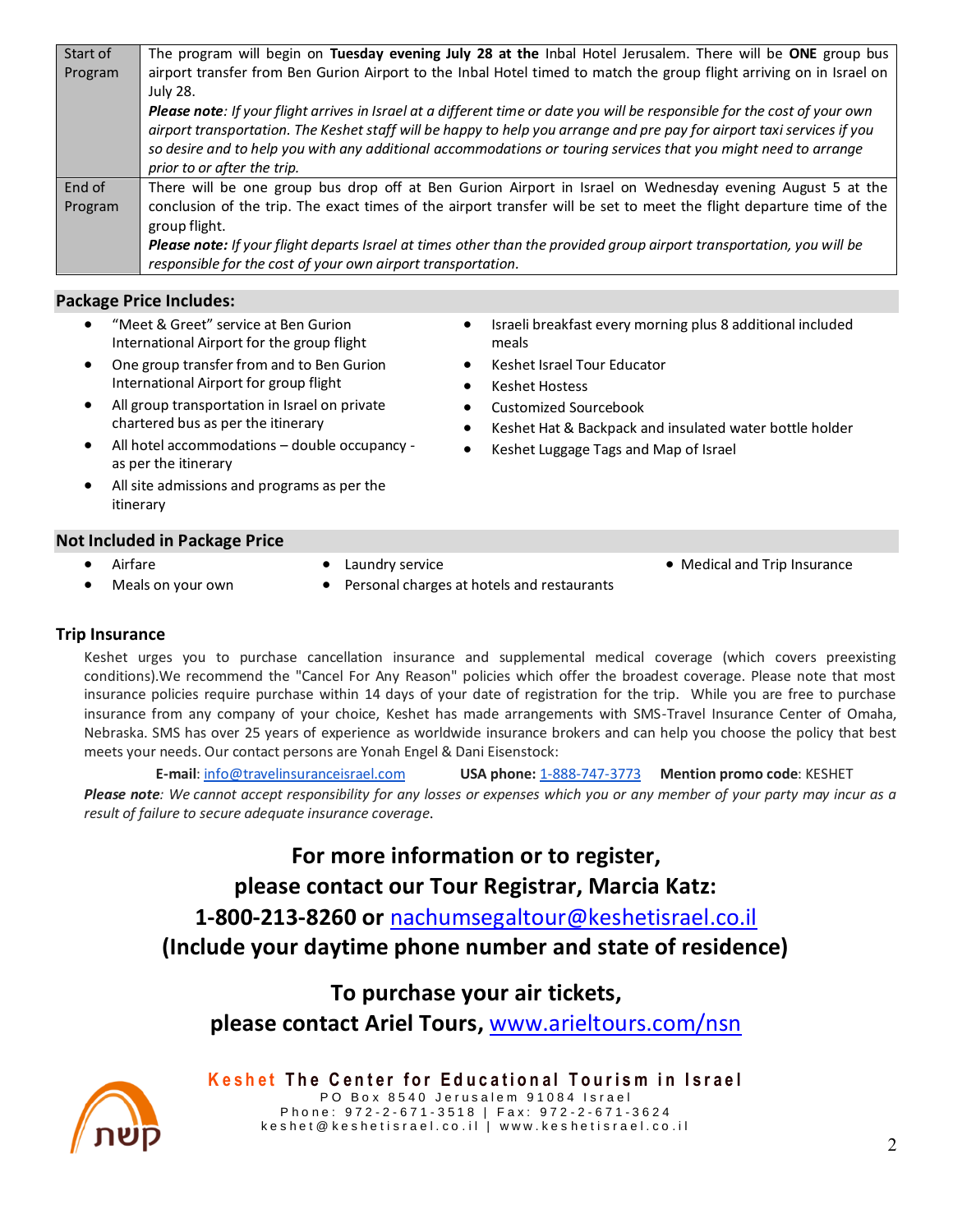| | |
|---|---|
| Start of Program | The program will begin on **Tuesday evening July 28 at the** Inbal Hotel Jerusalem. There will be **ONE** group bus airport transfer from Ben Gurion Airport to the Inbal Hotel timed to match the group flight arriving on in Israel on July 28. ***Please note****: If your flight arrives in Israel at a different time or date you will be responsible for the cost of your own airport transportation. The Keshet staff will be happy to help you arrange and pre pay for airport taxi services if you so desire and to help you with any additional accommodations or touring services that you might need to arrange prior to or after the trip.* |
| End of Program | There will be one group bus drop off at Ben Gurion Airport in Israel on Wednesday evening August 5 at the conclusion of the trip. The exact times of the airport transfer will be set to meet the flight departure time of the group flight. ***Please note:*** *If your flight departs Israel at times other than the provided group airport transportation, you will be responsible for the cost of your own airport transportation.* |

## Package Price Includes:

- "Meet & Greet" service at Ben Gurion International Airport for the group flight
- One group transfer from and to Ben Gurion International Airport for group flight
- All group transportation in Israel on private chartered bus as per the itinerary
- All hotel accommodations – double occupancy - as per the itinerary
- All site admissions and programs as per the itinerary
- Israeli breakfast every morning plus 8 additional included meals
- Keshet Israel Tour Educator
- Keshet Hostess
- Customized Sourcebook
- Keshet Hat & Backpack and insulated water bottle holder
- Keshet Luggage Tags and Map of Israel

## Not Included in Package Price

- Airfare
- Meals on your own
- Laundry service
- Personal charges at hotels and restaurants
- Medical and Trip Insurance

## Trip Insurance

Keshet urges you to purchase cancellation insurance and supplemental medical coverage (which covers preexisting conditions).We recommend the "Cancel For Any Reason" policies which offer the broadest coverage. Please note that most insurance policies require purchase within 14 days of your date of registration for the trip. While you are free to purchase insurance from any company of your choice, Keshet has made arrangements with SMS-Travel Insurance Center of Omaha, Nebraska. SMS has over 25 years of experience as worldwide insurance brokers and can help you choose the policy that best meets your needs. Our contact persons are Yonah Engel & Dani Eisenstock:

**E-mail**: info@travelinsuranceisrael.com **USA phone:** 1-888-747-3773 **Mention promo code**: KESHET

***Please note****: We cannot accept responsibility for any losses or expenses which you or any member of your party may incur as a result of failure to secure adequate insurance coverage.*

**For more information or to register, please contact our Tour Registrar, Marcia Katz: 1-800-213-8260 or nachumsegaltour@keshetisrael.co.il (Include your daytime phone number and state of residence)**

**To purchase your air tickets, please contact Ariel Tours, www.arieltours.com/nsn**

**Keshet The Center for Educational Tourism in Israel**
PO Box 8540 Jerusalem 91084 Israel
Phone: 972-2-671-3518 | Fax: 972-2-671-3624
keshet@keshetisrael.co.il | www.keshetisrael.co.il